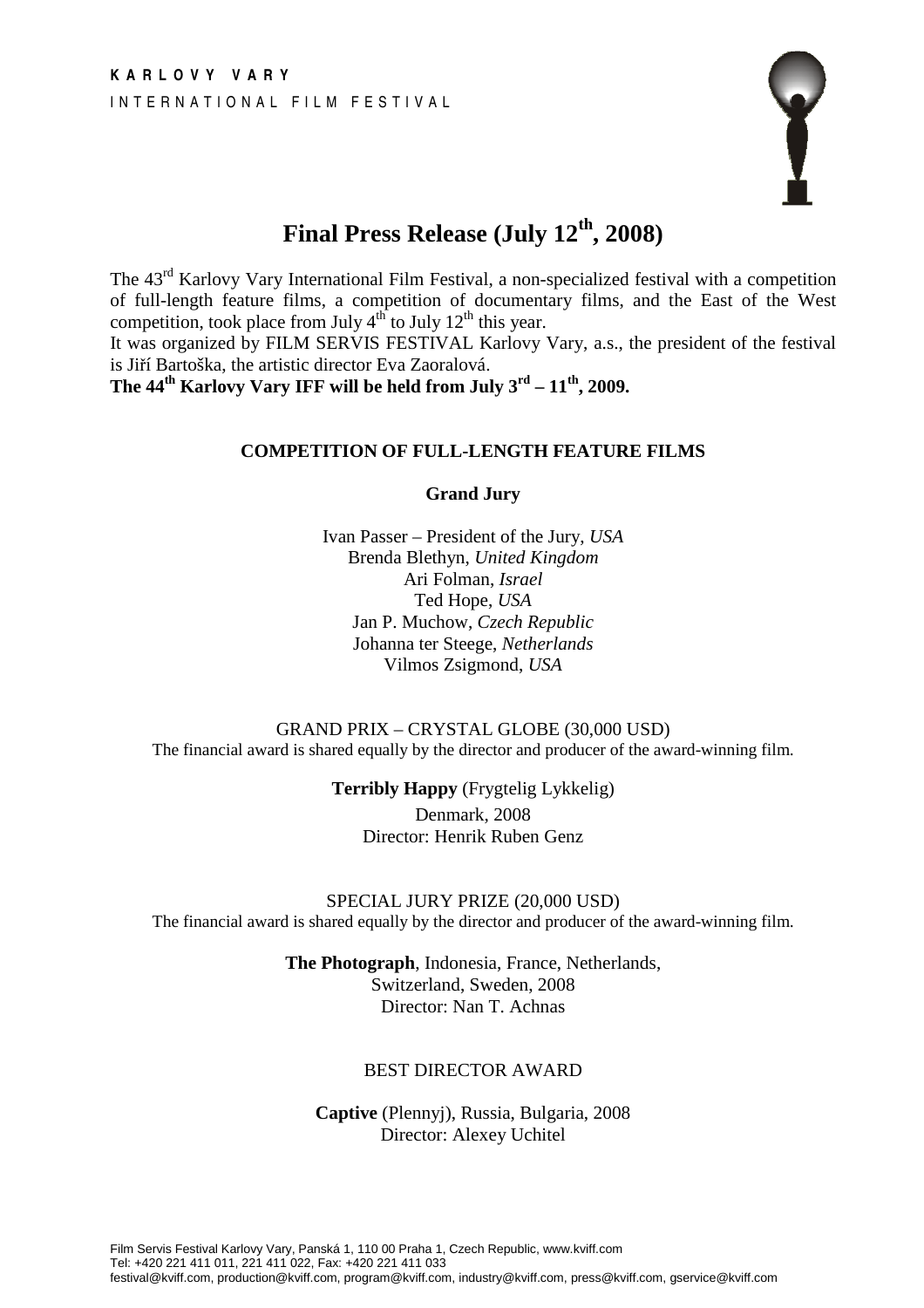**KARLOVY VARY**
INTERNATIONAL FILM FESTIVAL

# Final Press Release (July 12th, 2008)

The 43rd Karlovy Vary International Film Festival, a non-specialized festival with a competition of full-length feature films, a competition of documentary films, and the East of the West competition, took place from July 4th to July 12th this year.
It was organized by FILM SERVIS FESTIVAL Karlovy Vary, a.s., the president of the festival is Jiří Bartoška, the artistic director Eva Zaoralová.
**The 44th Karlovy Vary IFF will be held from July 3rd – 11th, 2009.**

## COMPETITION OF FULL-LENGTH FEATURE FILMS

### Grand Jury

Ivan Passer – President of the Jury, *USA*
Brenda Blethyn, *United Kingdom*
Ari Folman, *Israel*
Ted Hope, *USA*
Jan P. Muchow, *Czech Republic*
Johanna ter Steege, *Netherlands*
Vilmos Zsigmond, *USA*

GRAND PRIX – CRYSTAL GLOBE (30,000 USD)
The financial award is shared equally by the director and producer of the award-winning film.

**Terribly Happy** (Frygtelig Lykkelig)
Denmark, 2008
Director: Henrik Ruben Genz

SPECIAL JURY PRIZE (20,000 USD)
The financial award is shared equally by the director and producer of the award-winning film.

**The Photograph**, Indonesia, France, Netherlands, Switzerland, Sweden, 2008
Director: Nan T. Achnas

BEST DIRECTOR AWARD

**Captive** (Plennyj), Russia, Bulgaria, 2008
Director: Alexey Uchitel

Film Servis Festival Karlovy Vary, Panská 1, 110 00 Praha 1, Czech Republic, www.kviff.com
Tel: +420 221 411 011, 221 411 022, Fax: +420 221 411 033
festival@kviff.com, production@kviff.com, program@kviff.com, industry@kviff.com, press@kviff.com, gservice@kviff.com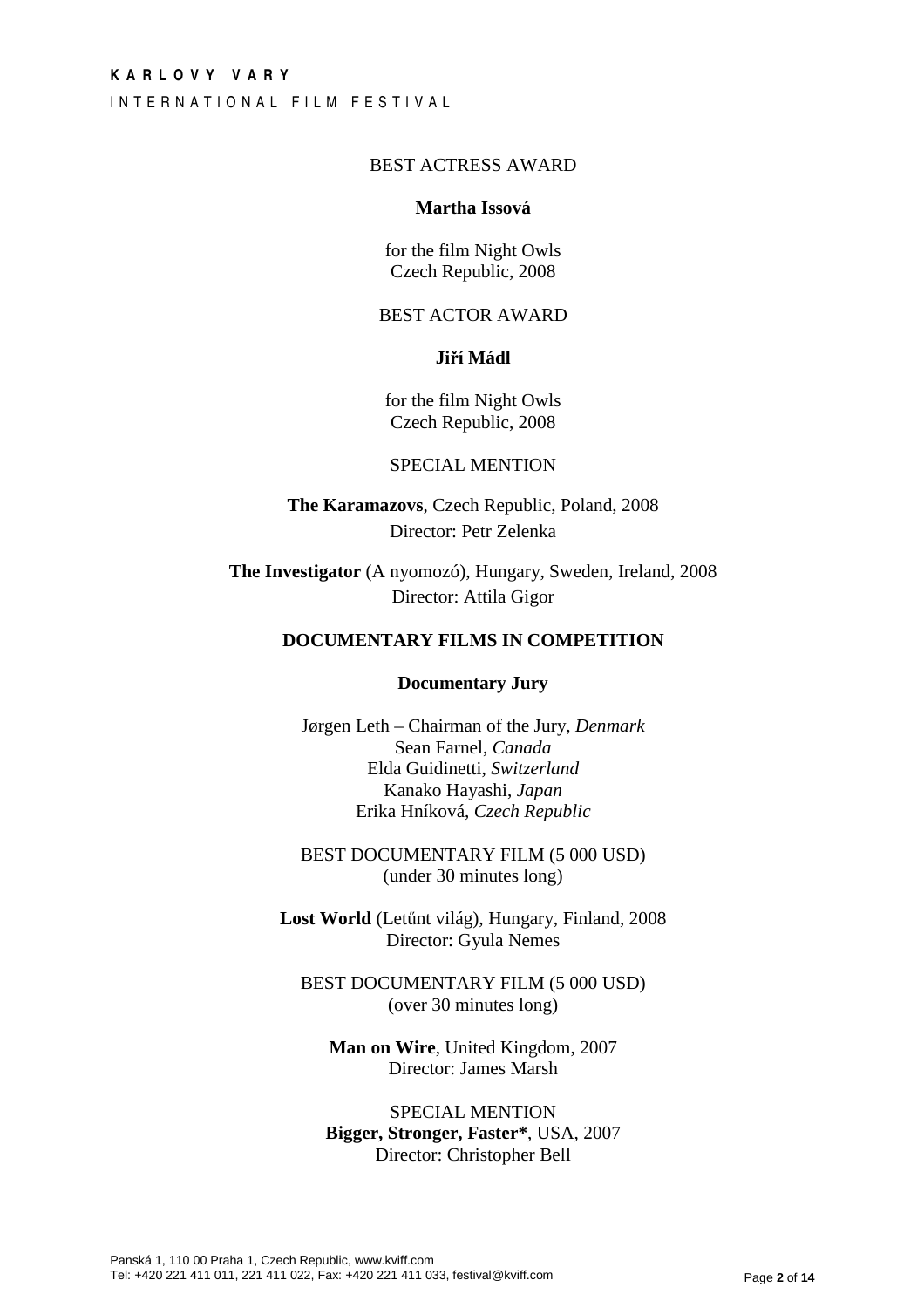BEST ACTRESS AWARD

**Martha Issová**

for the film Night Owls
Czech Republic, 2008

BEST ACTOR AWARD

**Jiří Mádl**

for the film Night Owls
Czech Republic, 2008

SPECIAL MENTION

**The Karamazovs**, Czech Republic, Poland, 2008
Director: Petr Zelenka

**The Investigator** (A nyomozó), Hungary, Sweden, Ireland, 2008
Director: Attila Gigor

## DOCUMENTARY FILMS IN COMPETITION

### Documentary Jury

Jørgen Leth – Chairman of the Jury, *Denmark*
Sean Farnel, *Canada*
Elda Guidinetti, *Switzerland*
Kanako Hayashi, *Japan*
Erika Hníková, *Czech Republic*

BEST DOCUMENTARY FILM (5 000 USD)
(under 30 minutes long)

**Lost World** (Letűnt világ), Hungary, Finland, 2008
Director: Gyula Nemes

BEST DOCUMENTARY FILM (5 000 USD)
(over 30 minutes long)

**Man on Wire**, United Kingdom, 2007
Director: James Marsh

SPECIAL MENTION
**Bigger, Stronger, Faster***, USA, 2007
Director: Christopher Bell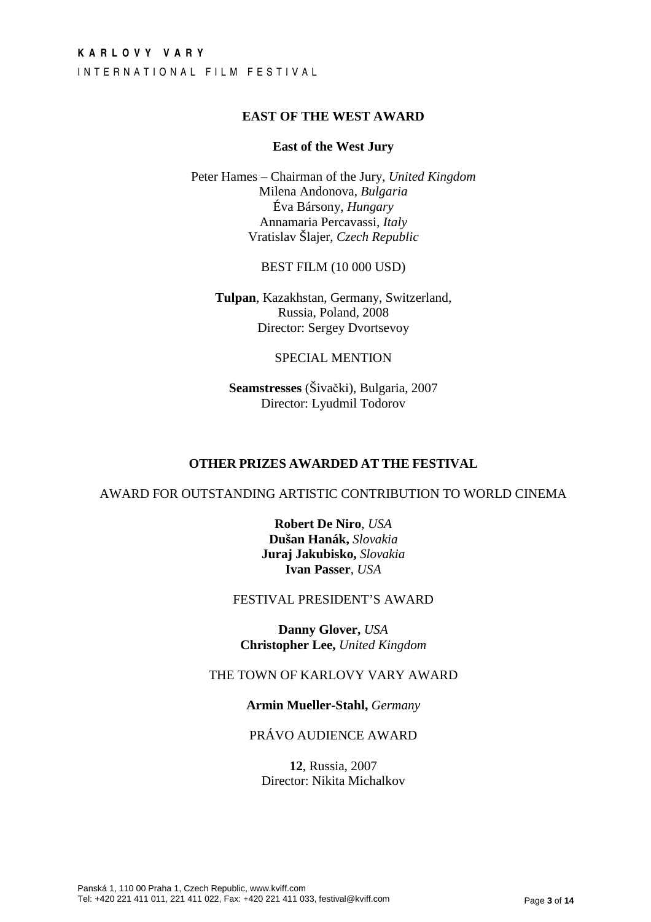## EAST OF THE WEST AWARD

### East of the West Jury

Peter Hames – Chairman of the Jury, *United Kingdom*
Milena Andonova, *Bulgaria*
Éva Bársony, *Hungary*
Annamaria Percavassi, *Italy*
Vratislav Šlajer, *Czech Republic*

BEST FILM (10 000 USD)

**Tulpan**, Kazakhstan, Germany, Switzerland, Russia, Poland, 2008
Director: Sergey Dvortsevoy

SPECIAL MENTION

**Seamstresses** (Šivački), Bulgaria, 2007
Director: Lyudmil Todorov

## OTHER PRIZES AWARDED AT THE FESTIVAL

AWARD FOR OUTSTANDING ARTISTIC CONTRIBUTION TO WORLD CINEMA

**Robert De Niro**, *USA*
**Dušan Hanák,** *Slovakia*
**Juraj Jakubisko,** *Slovakia*
**Ivan Passer**, *USA*

FESTIVAL PRESIDENT'S AWARD

**Danny Glover,** *USA*
**Christopher Lee,** *United Kingdom*

THE TOWN OF KARLOVY VARY AWARD

**Armin Mueller-Stahl,** *Germany*

PRÁVO AUDIENCE AWARD

**12**, Russia, 2007
Director: Nikita Michalkov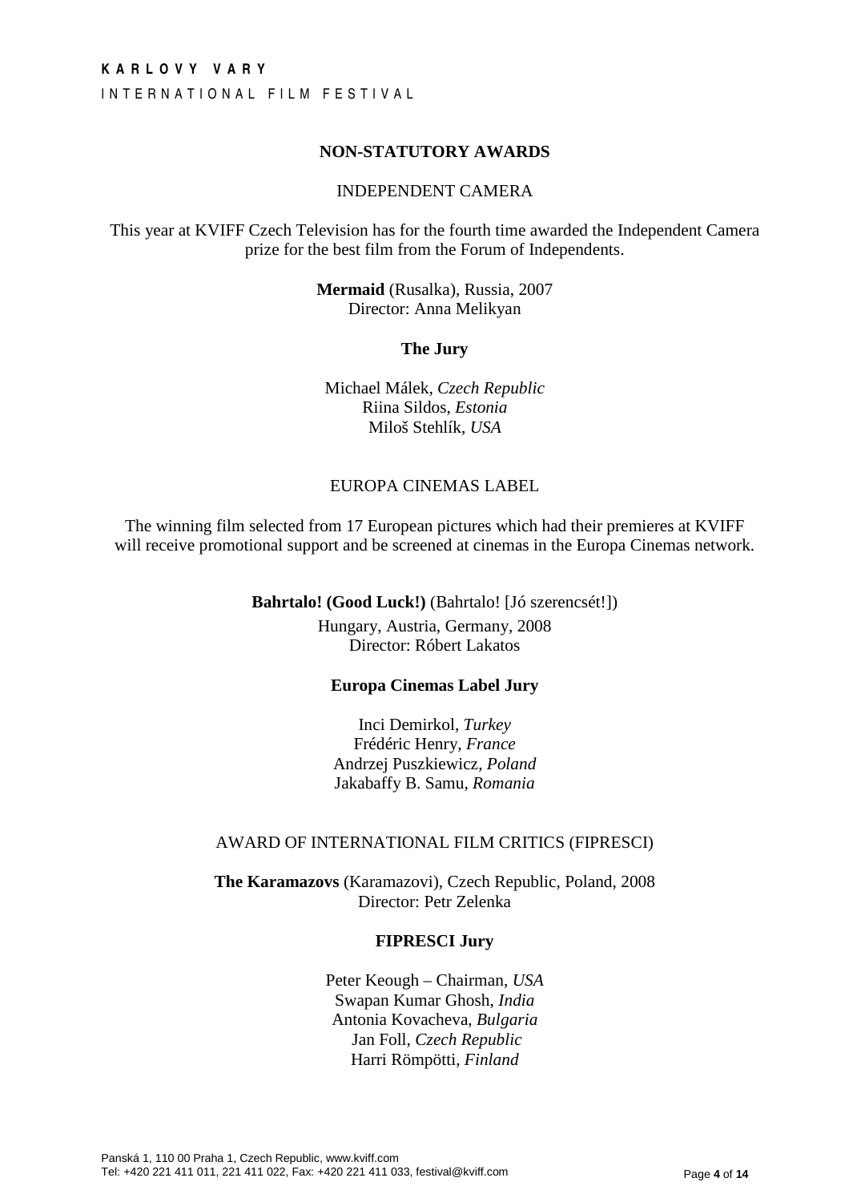## NON-STATUTORY AWARDS

### INDEPENDENT CAMERA

This year at KVIFF Czech Television has for the fourth time awarded the Independent Camera prize for the best film from the Forum of Independents.

**Mermaid** (Rusalka), Russia, 2007
Director: Anna Melikyan

**The Jury**

Michael Málek, *Czech Republic*
Riina Sildos, *Estonia*
Miloš Stehlík, *USA*

### EUROPA CINEMAS LABEL

The winning film selected from 17 European pictures which had their premieres at KVIFF will receive promotional support and be screened at cinemas in the Europa Cinemas network.

**Bahrtalo! (Good Luck!)** (Bahrtalo! [Jó szerencsét!])
Hungary, Austria, Germany, 2008
Director: Róbert Lakatos

**Europa Cinemas Label Jury**

Inci Demirkol, *Turkey*
Frédéric Henry, *France*
Andrzej Puszkiewicz, *Poland*
Jakabaffy B. Samu, *Romania*

### AWARD OF INTERNATIONAL FILM CRITICS (FIPRESCI)

**The Karamazovs** (Karamazovi), Czech Republic, Poland, 2008
Director: Petr Zelenka

**FIPRESCI Jury**

Peter Keough – Chairman, *USA*
Swapan Kumar Ghosh, *India*
Antonia Kovacheva, *Bulgaria*
Jan Foll, *Czech Republic*
Harri Römpötti, *Finland*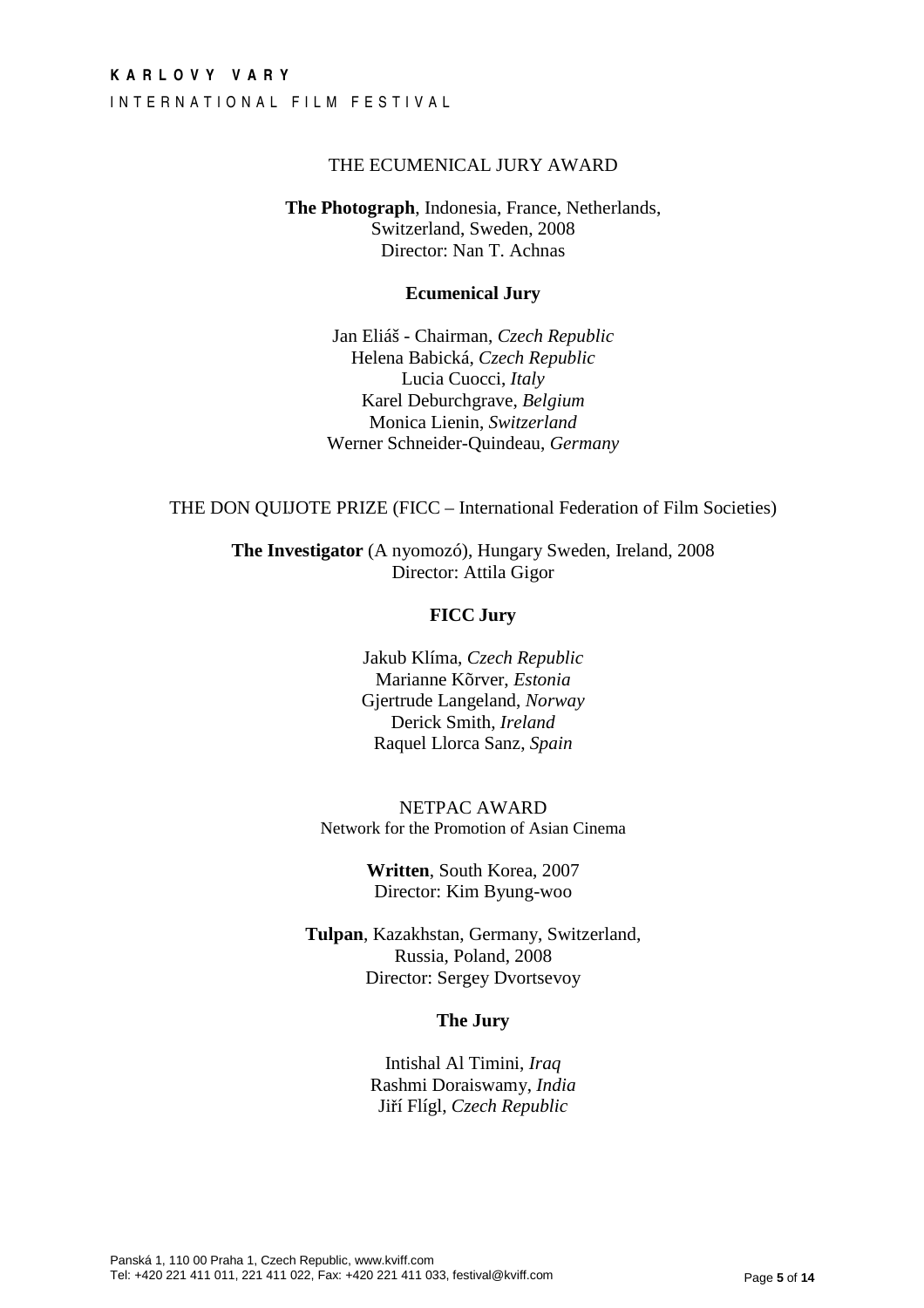THE ECUMENICAL JURY AWARD

**The Photograph**, Indonesia, France, Netherlands, Switzerland, Sweden, 2008
Director: Nan T. Achnas

**Ecumenical Jury**

Jan Eliáš - Chairman, *Czech Republic*
Helena Babická, *Czech Republic*
Lucia Cuocci, *Italy*
Karel Deburchgrave, *Belgium*
Monica Lienin, *Switzerland*
Werner Schneider-Quindeau, *Germany*

THE DON QUIJOTE PRIZE (FICC – International Federation of Film Societies)

**The Investigator** (A nyomozó), Hungary Sweden, Ireland, 2008
Director: Attila Gigor

**FICC Jury**

Jakub Klíma, *Czech Republic*
Marianne Kõrver, *Estonia*
Gjertrude Langeland, *Norway*
Derick Smith, *Ireland*
Raquel Llorca Sanz, *Spain*

NETPAC AWARD
Network for the Promotion of Asian Cinema

**Written**, South Korea, 2007
Director: Kim Byung-woo

**Tulpan**, Kazakhstan, Germany, Switzerland, Russia, Poland, 2008
Director: Sergey Dvortsevoy

**The Jury**

Intishal Al Timini, *Iraq*
Rashmi Doraiswamy, *India*
Jiří Flígl, *Czech Republic*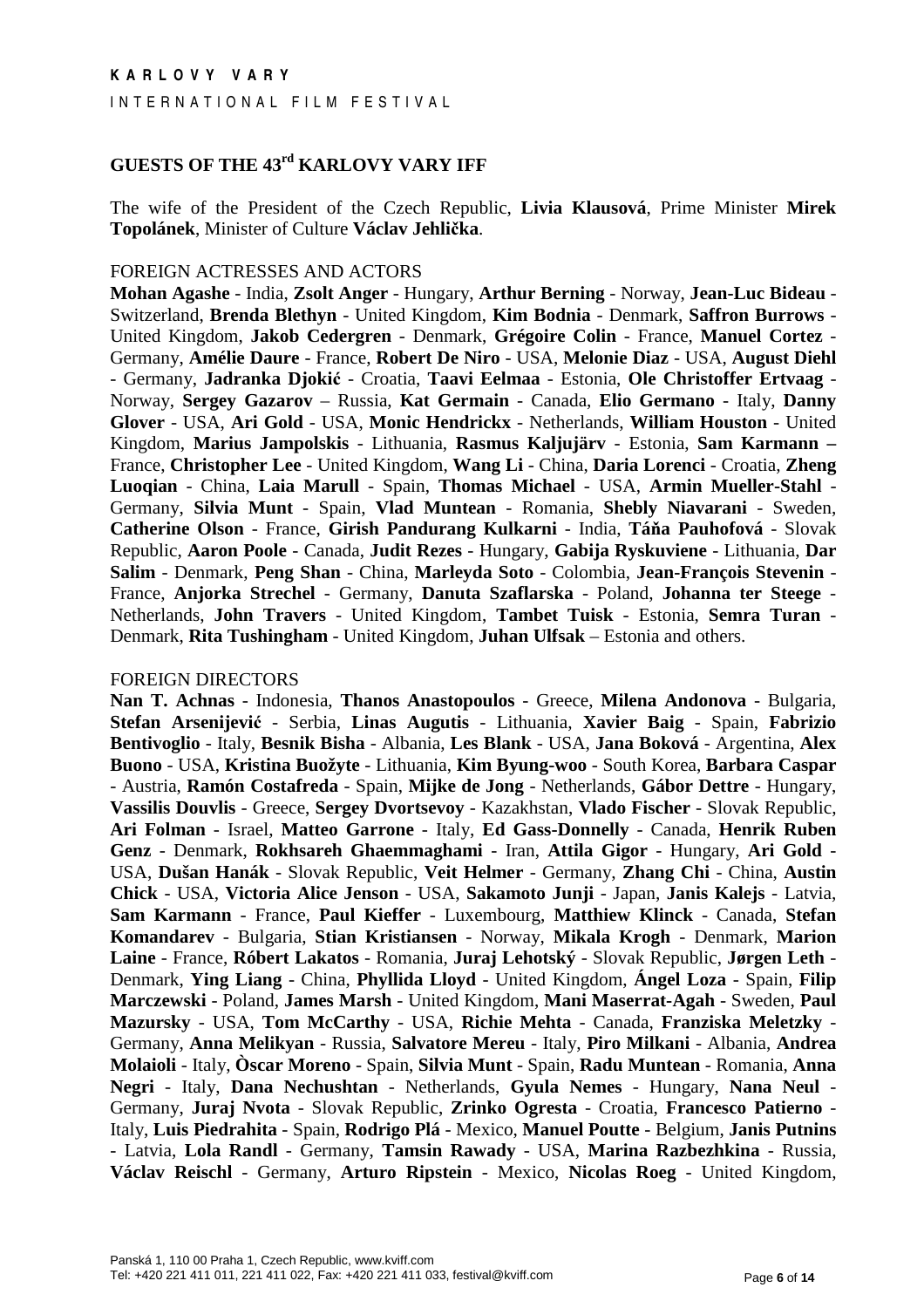KARLOVY VARY

INTERNATIONAL FILM FESTIVAL

## GUESTS OF THE 43rd KARLOVY VARY IFF

The wife of the President of the Czech Republic, **Livia Klausová**, Prime Minister **Mirek Topolánek**, Minister of Culture **Václav Jehlička**.

FOREIGN ACTRESSES AND ACTORS

**Mohan Agashe** - India, **Zsolt Anger** - Hungary, **Arthur Berning** - Norway, **Jean-Luc Bideau** - Switzerland, **Brenda Blethyn** - United Kingdom, **Kim Bodnia** - Denmark, **Saffron Burrows** - United Kingdom, **Jakob Cedergren** - Denmark, **Grégoire Colin** - France, **Manuel Cortez** - Germany, **Amélie Daure** - France, **Robert De Niro** - USA, **Melonie Diaz** - USA, **August Diehl** - Germany, **Jadranka Djokić** - Croatia, **Taavi Eelmaa** - Estonia, **Ole Christoffer Ertvaag** - Norway, **Sergey Gazarov** – Russia, **Kat Germain** - Canada, **Elio Germano** - Italy, **Danny Glover** - USA, **Ari Gold** - USA, **Monic Hendrickx** - Netherlands, **William Houston** - United Kingdom, **Marius Jampolskis** - Lithuania, **Rasmus Kaljujärv** - Estonia, **Sam Karmann –** France, **Christopher Lee** - United Kingdom, **Wang Li** - China, **Daria Lorenci** - Croatia, **Zheng Luoqian** - China, **Laia Marull** - Spain, **Thomas Michael** - USA, **Armin Mueller-Stahl** - Germany, **Silvia Munt** - Spain, **Vlad Muntean** - Romania, **Shebly Niavarani** - Sweden, **Catherine Olson** - France, **Girish Pandurang Kulkarni** - India, **Táňa Pauhofová** - Slovak Republic, **Aaron Poole** - Canada, **Judit Rezes** - Hungary, **Gabija Ryskuviene** - Lithuania, **Dar Salim** - Denmark, **Peng Shan** - China, **Marleyda Soto** - Colombia, **Jean-François Stevenin** - France, **Anjorka Strechel** - Germany, **Danuta Szaflarska** - Poland, **Johanna ter Steege** - Netherlands, **John Travers** - United Kingdom, **Tambet Tuisk** - Estonia, **Semra Turan** - Denmark, **Rita Tushingham** - United Kingdom, **Juhan Ulfsak** – Estonia and others.

FOREIGN DIRECTORS

**Nan T. Achnas** - Indonesia, **Thanos Anastopoulos** - Greece, **Milena Andonova** - Bulgaria, **Stefan Arsenijević** - Serbia, **Linas Augutis** - Lithuania, **Xavier Baig** - Spain, **Fabrizio Bentivoglio** - Italy, **Besnik Bisha** - Albania, **Les Blank** - USA, **Jana Boková** - Argentina, **Alex Buono** - USA, **Kristina Buožyte** - Lithuania, **Kim Byung-woo** - South Korea, **Barbara Caspar** - Austria, **Ramón Costafreda** - Spain, **Mijke de Jong** - Netherlands, **Gábor Dettre** - Hungary, **Vassilis Douvlis** - Greece, **Sergey Dvortsevoy** - Kazakhstan, **Vlado Fischer** - Slovak Republic, **Ari Folman** - Israel, **Matteo Garrone** - Italy, **Ed Gass-Donnelly** - Canada, **Henrik Ruben Genz** - Denmark, **Rokhsareh Ghaemmaghami** - Iran, **Attila Gigor** - Hungary, **Ari Gold** - USA, **Dušan Hanák** - Slovak Republic, **Veit Helmer** - Germany, **Zhang Chi** - China, **Austin Chick** - USA, **Victoria Alice Jenson** - USA, **Sakamoto Junji** - Japan, **Janis Kalejs** - Latvia, **Sam Karmann** - France, **Paul Kieffer** - Luxembourg, **Matthiew Klinck** - Canada, **Stefan Komandarev** - Bulgaria, **Stian Kristiansen** - Norway, **Mikala Krogh** - Denmark, **Marion Laine** - France, **Róbert Lakatos** - Romania, **Juraj Lehotský** - Slovak Republic, **Jørgen Leth** - Denmark, **Ying Liang** - China, **Phyllida Lloyd** - United Kingdom, **Ángel Loza** - Spain, **Filip Marczewski** - Poland, **James Marsh** - United Kingdom, **Mani Maserrat-Agah** - Sweden, **Paul Mazursky** - USA, **Tom McCarthy** - USA, **Richie Mehta** - Canada, **Franziska Meletzky** - Germany, **Anna Melikyan** - Russia, **Salvatore Mereu** - Italy, **Piro Milkani** - Albania, **Andrea Molaioli** - Italy, **Òscar Moreno** - Spain, **Silvia Munt** - Spain, **Radu Muntean** - Romania, **Anna Negri** - Italy, **Dana Nechushtan** - Netherlands, **Gyula Nemes** - Hungary, **Nana Neul** - Germany, **Juraj Nvota** - Slovak Republic, **Zrinko Ogresta** - Croatia, **Francesco Patierno** - Italy, **Luis Piedrahita** - Spain, **Rodrigo Plá** - Mexico, **Manuel Poutte** - Belgium, **Janis Putnins** - Latvia, **Lola Randl** - Germany, **Tamsin Rawady** - USA, **Marina Razbezhkina** - Russia, **Václav Reischl** - Germany, **Arturo Ripstein** - Mexico, **Nicolas Roeg** - United Kingdom,

Panská 1, 110 00 Praha 1, Czech Republic, www.kviff.com
Tel: +420 221 411 011, 221 411 022, Fax: +420 221 411 033, festival@kviff.com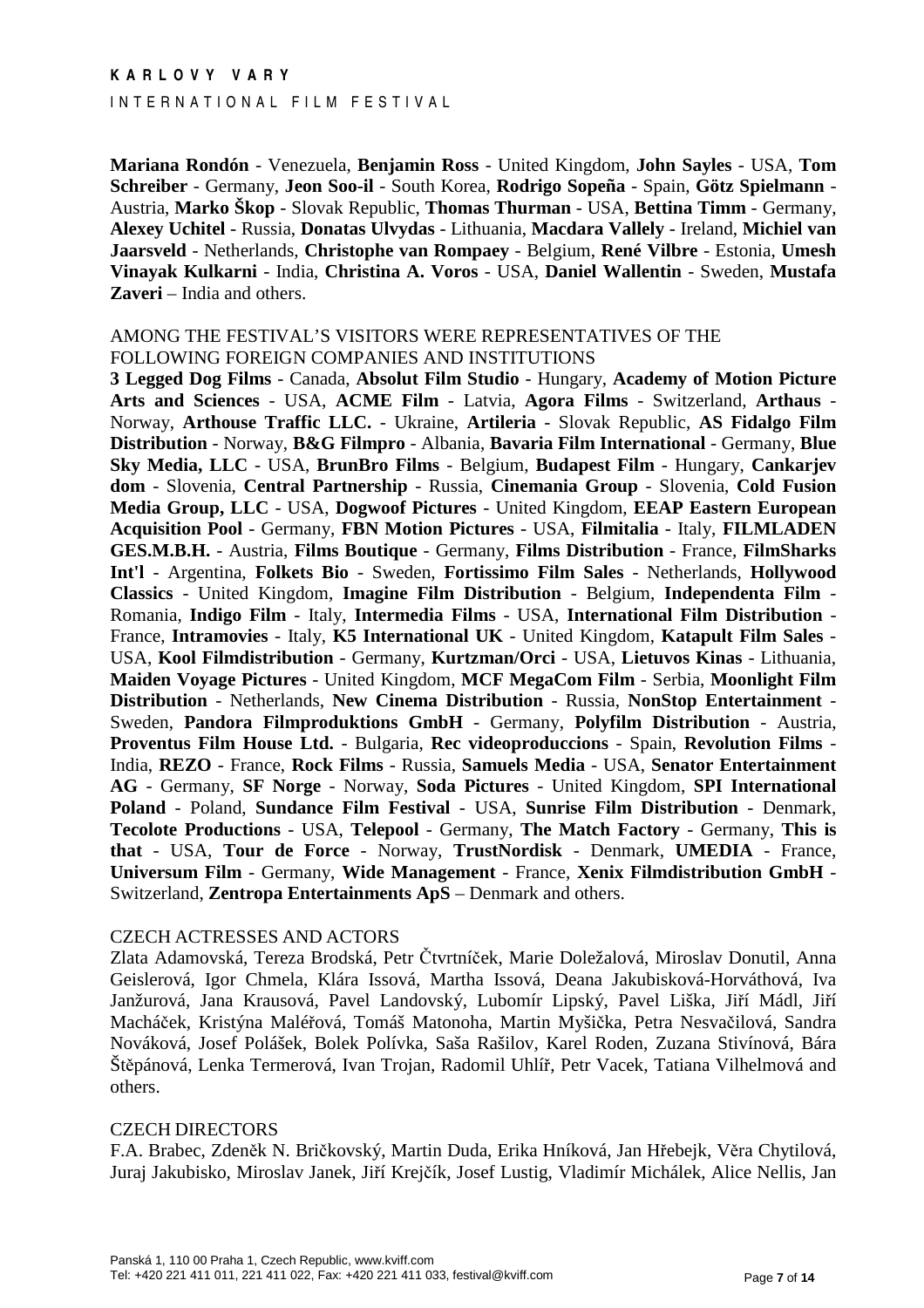**Mariana Rondón** - Venezuela, **Benjamin Ross** - United Kingdom, **John Sayles** - USA, **Tom Schreiber** - Germany, **Jeon Soo-il** - South Korea, **Rodrigo Sopeña** - Spain, **Götz Spielmann** - Austria, **Marko Škop** - Slovak Republic, **Thomas Thurman** - USA, **Bettina Timm** - Germany, **Alexey Uchitel** - Russia, **Donatas Ulvydas** - Lithuania, **Macdara Vallely** - Ireland, **Michiel van Jaarsveld** - Netherlands, **Christophe van Rompaey** - Belgium, **René Vilbre** - Estonia, **Umesh Vinayak Kulkarni** - India, **Christina A. Voros** - USA, **Daniel Wallentin** - Sweden, **Mustafa Zaveri** – India and others.

AMONG THE FESTIVAL'S VISITORS WERE REPRESENTATIVES OF THE FOLLOWING FOREIGN COMPANIES AND INSTITUTIONS

**3 Legged Dog Films** - Canada, **Absolut Film Studio** - Hungary, **Academy of Motion Picture Arts and Sciences** - USA, **ACME Film** - Latvia, **Agora Films** - Switzerland, **Arthaus** - Norway, **Arthouse Traffic LLC.** - Ukraine, **Artileria** - Slovak Republic, **AS Fidalgo Film Distribution** - Norway, **B&G Filmpro** - Albania, **Bavaria Film International** - Germany, **Blue Sky Media, LLC** - USA, **BrunBro Films** - Belgium, **Budapest Film** - Hungary, **Cankarjev dom** - Slovenia, **Central Partnership** - Russia, **Cinemania Group** - Slovenia, **Cold Fusion Media Group, LLC** - USA, **Dogwoof Pictures** - United Kingdom, **EEAP Eastern European Acquisition Pool** - Germany, **FBN Motion Pictures** - USA, **Filmitalia** - Italy, **FILMLADEN GES.M.B.H.** - Austria, **Films Boutique** - Germany, **Films Distribution** - France, **FilmSharks Int'l** - Argentina, **Folkets Bio** - Sweden, **Fortissimo Film Sales** - Netherlands, **Hollywood Classics** - United Kingdom, **Imagine Film Distribution** - Belgium, **Independenta Film** - Romania, **Indigo Film** - Italy, **Intermedia Films** - USA, **International Film Distribution** - France, **Intramovies** - Italy, **K5 International UK** - United Kingdom, **Katapult Film Sales** - USA, **Kool Filmdistribution** - Germany, **Kurtzman/Orci** - USA, **Lietuvos Kinas** - Lithuania, **Maiden Voyage Pictures** - United Kingdom, **MCF MegaCom Film** - Serbia, **Moonlight Film Distribution** - Netherlands, **New Cinema Distribution** - Russia, **NonStop Entertainment** - Sweden, **Pandora Filmproduktions GmbH** - Germany, **Polyfilm Distribution** - Austria, **Proventus Film House Ltd.** - Bulgaria, **Rec videoproduccions** - Spain, **Revolution Films** - India, **REZO** - France, **Rock Films** - Russia, **Samuels Media** - USA, **Senator Entertainment AG** - Germany, **SF Norge** - Norway, **Soda Pictures** - United Kingdom, **SPI International Poland** - Poland, **Sundance Film Festival** - USA, **Sunrise Film Distribution** - Denmark, **Tecolote Productions** - USA, **Telepool** - Germany, **The Match Factory** - Germany, **This is that** - USA, **Tour de Force** - Norway, **TrustNordisk** - Denmark, **UMEDIA** - France, **Universum Film** - Germany, **Wide Management** - France, **Xenix Filmdistribution GmbH** - Switzerland, **Zentropa Entertainments ApS** – Denmark and others.

CZECH ACTRESSES AND ACTORS

Zlata Adamovská, Tereza Brodská, Petr Čtvrtníček, Marie Doležalová, Miroslav Donutil, Anna Geislerová, Igor Chmela, Klára Issová, Martha Issová, Deana Jakubisková-Horváthová, Iva Janžurová, Jana Krausová, Pavel Landovský, Lubomír Lipský, Pavel Liška, Jiří Mádl, Jiří Macháček, Kristýna Maléřová, Tomáš Matonoha, Martin Myšička, Petra Nesvačilová, Sandra Nováková, Josef Polášek, Bolek Polívka, Saša Rašilov, Karel Roden, Zuzana Stivínová, Bára Štěpánová, Lenka Termerová, Ivan Trojan, Radomil Uhlíř, Petr Vacek, Tatiana Vilhelmová and others.

CZECH DIRECTORS

F.A. Brabec, Zdeněk N. Bričkovský, Martin Duda, Erika Hníková, Jan Hřebejk, Věra Chytilová, Juraj Jakubisko, Miroslav Janek, Jiří Krejčík, Josef Lustig, Vladimír Michálek, Alice Nellis, Jan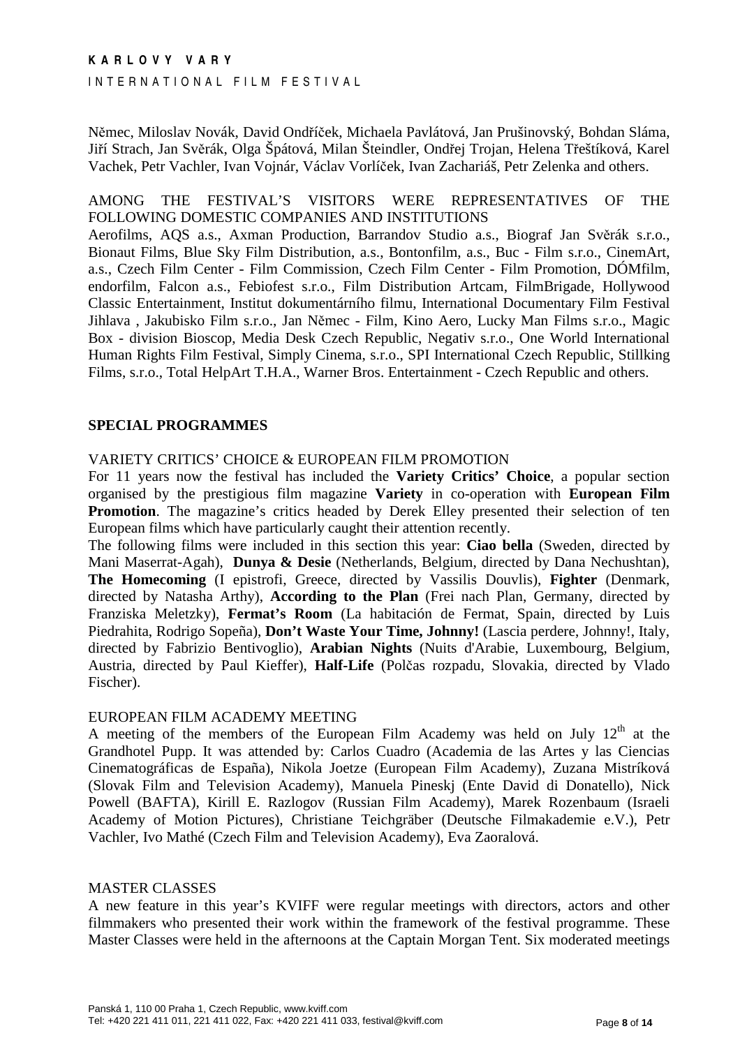Němec, Miloslav Novák, David Ondříček, Michaela Pavlátová, Jan Prušinovský, Bohdan Sláma, Jiří Strach, Jan Svěrák, Olga Špátová, Milan Šteindler, Ondřej Trojan, Helena Třeštíková, Karel Vachek, Petr Vachler, Ivan Vojnár, Václav Vorlíček, Ivan Zachariáš, Petr Zelenka and others.

AMONG THE FESTIVAL'S VISITORS WERE REPRESENTATIVES OF THE FOLLOWING DOMESTIC COMPANIES AND INSTITUTIONS

Aerofilms, AQS a.s., Axman Production, Barrandov Studio a.s., Biograf Jan Svěrák s.r.o., Bionaut Films, Blue Sky Film Distribution, a.s., Bontonfilm, a.s., Buc - Film s.r.o., CinemArt, a.s., Czech Film Center - Film Commission, Czech Film Center - Film Promotion, DÓMfilm, endorfilm, Falcon a.s., Febiofest s.r.o., Film Distribution Artcam, FilmBrigade, Hollywood Classic Entertainment, Institut dokumentárního filmu, International Documentary Film Festival Jihlava , Jakubisko Film s.r.o., Jan Němec - Film, Kino Aero, Lucky Man Films s.r.o., Magic Box - division Bioscop, Media Desk Czech Republic, Negativ s.r.o., One World International Human Rights Film Festival, Simply Cinema, s.r.o., SPI International Czech Republic, Stillking Films, s.r.o., Total HelpArt T.H.A., Warner Bros. Entertainment - Czech Republic and others.

## SPECIAL PROGRAMMES

VARIETY CRITICS' CHOICE & EUROPEAN FILM PROMOTION

For 11 years now the festival has included the **Variety Critics' Choice**, a popular section organised by the prestigious film magazine **Variety** in co-operation with **European Film Promotion**. The magazine's critics headed by Derek Elley presented their selection of ten European films which have particularly caught their attention recently.

The following films were included in this section this year: **Ciao bella** (Sweden, directed by Mani Maserrat-Agah), **Dunya & Desie** (Netherlands, Belgium, directed by Dana Nechushtan), **The Homecoming** (I epistrofi, Greece, directed by Vassilis Douvlis), **Fighter** (Denmark, directed by Natasha Arthy), **According to the Plan** (Frei nach Plan, Germany, directed by Franziska Meletzky), **Fermat's Room** (La habitación de Fermat, Spain, directed by Luis Piedrahita, Rodrigo Sopeña), **Don't Waste Your Time, Johnny!** (Lascia perdere, Johnny!, Italy, directed by Fabrizio Bentivoglio), **Arabian Nights** (Nuits d'Arabie, Luxembourg, Belgium, Austria, directed by Paul Kieffer), **Half-Life** (Polčas rozpadu, Slovakia, directed by Vlado Fischer).

EUROPEAN FILM ACADEMY MEETING

A meeting of the members of the European Film Academy was held on July 12th at the Grandhotel Pupp. It was attended by: Carlos Cuadro (Academia de las Artes y las Ciencias Cinematográficas de España), Nikola Joetze (European Film Academy), Zuzana Mistríková (Slovak Film and Television Academy), Manuela Pineskj (Ente David di Donatello), Nick Powell (BAFTA), Kirill E. Razlogov (Russian Film Academy), Marek Rozenbaum (Israeli Academy of Motion Pictures), Christiane Teichgräber (Deutsche Filmakademie e.V.), Petr Vachler, Ivo Mathé (Czech Film and Television Academy), Eva Zaoralová.

MASTER CLASSES

A new feature in this year's KVIFF were regular meetings with directors, actors and other filmmakers who presented their work within the framework of the festival programme. These Master Classes were held in the afternoons at the Captain Morgan Tent. Six moderated meetings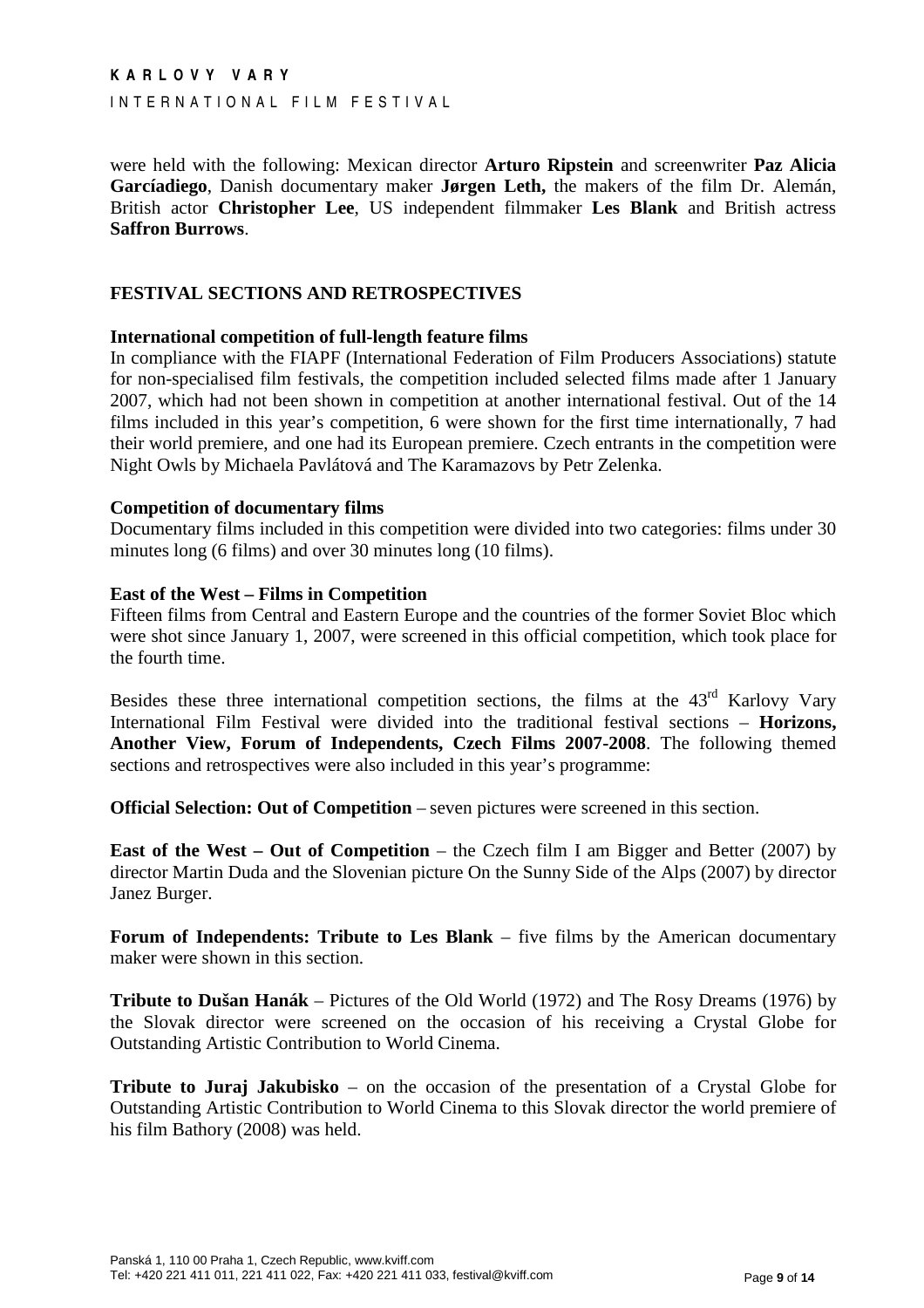were held with the following: Mexican director **Arturo Ripstein** and screenwriter **Paz Alicia Garcíadiego**, Danish documentary maker **Jørgen Leth,** the makers of the film Dr. Alemán, British actor **Christopher Lee**, US independent filmmaker **Les Blank** and British actress **Saffron Burrows**.

## FESTIVAL SECTIONS AND RETROSPECTIVES

### International competition of full-length feature films

In compliance with the FIAPF (International Federation of Film Producers Associations) statute for non-specialised film festivals, the competition included selected films made after 1 January 2007, which had not been shown in competition at another international festival. Out of the 14 films included in this year's competition, 6 were shown for the first time internationally, 7 had their world premiere, and one had its European premiere. Czech entrants in the competition were Night Owls by Michaela Pavlátová and The Karamazovs by Petr Zelenka.

### Competition of documentary films

Documentary films included in this competition were divided into two categories: films under 30 minutes long (6 films) and over 30 minutes long (10 films).

### East of the West – Films in Competition

Fifteen films from Central and Eastern Europe and the countries of the former Soviet Bloc which were shot since January 1, 2007, were screened in this official competition, which took place for the fourth time.

Besides these three international competition sections, the films at the 43rd Karlovy Vary International Film Festival were divided into the traditional festival sections – **Horizons, Another View, Forum of Independents, Czech Films 2007-2008**. The following themed sections and retrospectives were also included in this year's programme:

**Official Selection: Out of Competition** – seven pictures were screened in this section.

**East of the West – Out of Competition** – the Czech film I am Bigger and Better (2007) by director Martin Duda and the Slovenian picture On the Sunny Side of the Alps (2007) by director Janez Burger.

**Forum of Independents: Tribute to Les Blank** – five films by the American documentary maker were shown in this section.

**Tribute to Dušan Hanák** – Pictures of the Old World (1972) and The Rosy Dreams (1976) by the Slovak director were screened on the occasion of his receiving a Crystal Globe for Outstanding Artistic Contribution to World Cinema.

**Tribute to Juraj Jakubisko** – on the occasion of the presentation of a Crystal Globe for Outstanding Artistic Contribution to World Cinema to this Slovak director the world premiere of his film Bathory (2008) was held.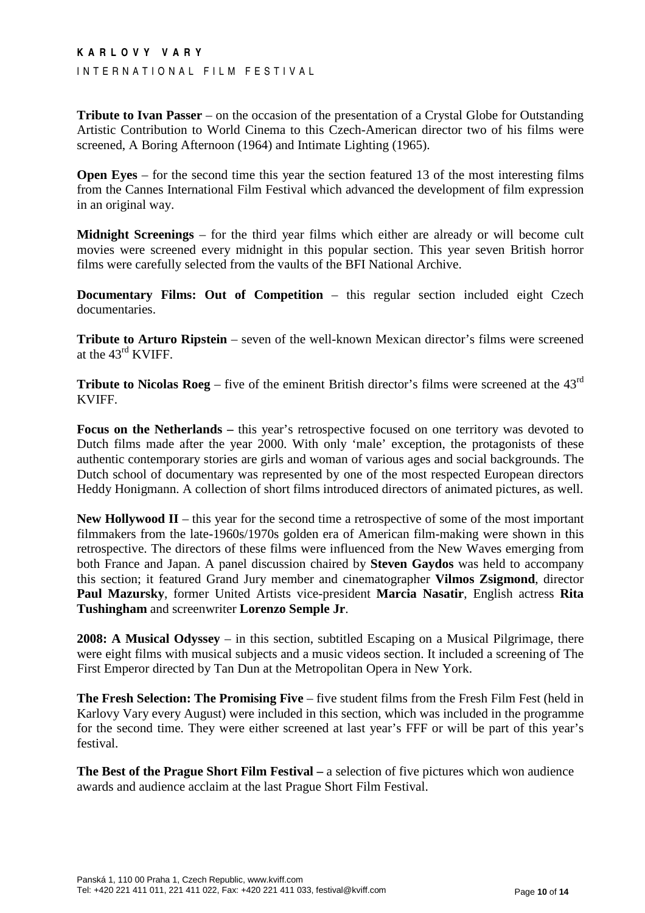**Tribute to Ivan Passer** – on the occasion of the presentation of a Crystal Globe for Outstanding Artistic Contribution to World Cinema to this Czech-American director two of his films were screened, A Boring Afternoon (1964) and Intimate Lighting (1965).

**Open Eyes** – for the second time this year the section featured 13 of the most interesting films from the Cannes International Film Festival which advanced the development of film expression in an original way.

**Midnight Screenings** – for the third year films which either are already or will become cult movies were screened every midnight in this popular section. This year seven British horror films were carefully selected from the vaults of the BFI National Archive.

**Documentary Films: Out of Competition** – this regular section included eight Czech documentaries.

**Tribute to Arturo Ripstein** – seven of the well-known Mexican director's films were screened at the 43rd KVIFF.

**Tribute to Nicolas Roeg** – five of the eminent British director's films were screened at the 43rd KVIFF.

**Focus on the Netherlands –** this year's retrospective focused on one territory was devoted to Dutch films made after the year 2000. With only 'male' exception, the protagonists of these authentic contemporary stories are girls and woman of various ages and social backgrounds. The Dutch school of documentary was represented by one of the most respected European directors Heddy Honigmann. A collection of short films introduced directors of animated pictures, as well.

**New Hollywood II** – this year for the second time a retrospective of some of the most important filmmakers from the late-1960s/1970s golden era of American film-making were shown in this retrospective. The directors of these films were influenced from the New Waves emerging from both France and Japan. A panel discussion chaired by **Steven Gaydos** was held to accompany this section; it featured Grand Jury member and cinematographer **Vilmos Zsigmond**, director **Paul Mazursky**, former United Artists vice-president **Marcia Nasatir**, English actress **Rita Tushingham** and screenwriter **Lorenzo Semple Jr**.

**2008: A Musical Odyssey** – in this section, subtitled Escaping on a Musical Pilgrimage, there were eight films with musical subjects and a music videos section. It included a screening of The First Emperor directed by Tan Dun at the Metropolitan Opera in New York.

**The Fresh Selection: The Promising Five** – five student films from the Fresh Film Fest (held in Karlovy Vary every August) were included in this section, which was included in the programme for the second time. They were either screened at last year's FFF or will be part of this year's festival.

**The Best of the Prague Short Film Festival –** a selection of five pictures which won audience awards and audience acclaim at the last Prague Short Film Festival.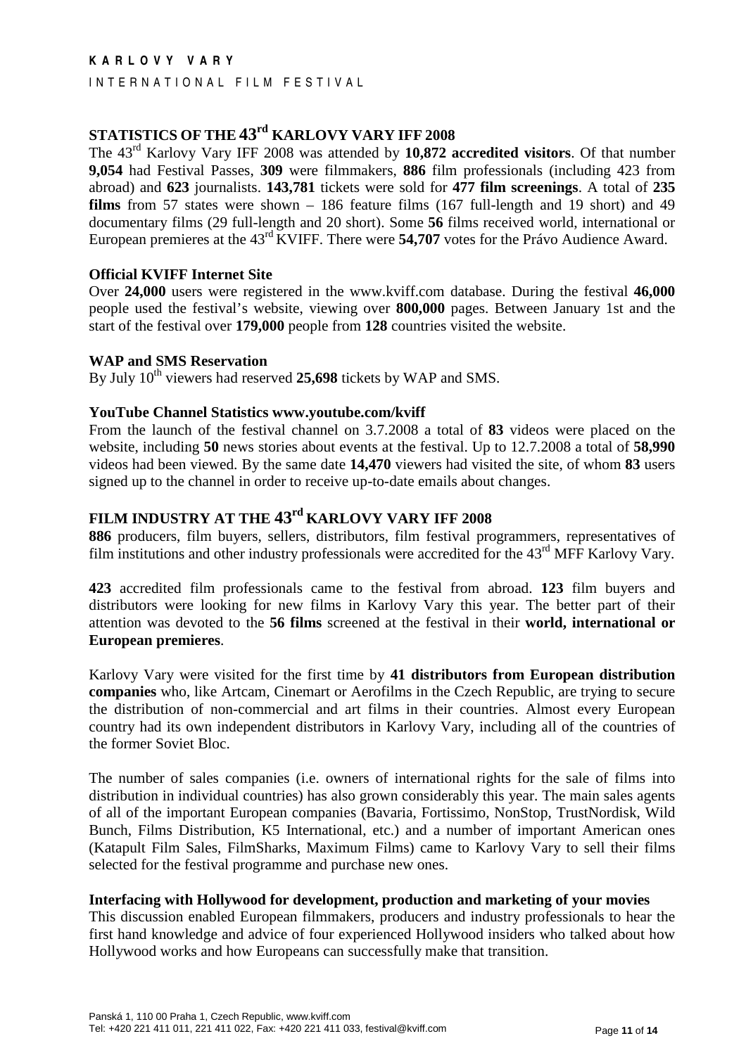# STATISTICS OF THE 43rd KARLOVY VARY IFF 2008

The 43rd Karlovy Vary IFF 2008 was attended by **10,872 accredited visitors**. Of that number **9,054** had Festival Passes, **309** were filmmakers, **886** film professionals (including 423 from abroad) and **623** journalists. **143,781** tickets were sold for **477 film screenings**. A total of **235 films** from 57 states were shown – 186 feature films (167 full-length and 19 short) and 49 documentary films (29 full-length and 20 short). Some **56** films received world, international or European premieres at the 43rd KVIFF. There were **54,707** votes for the Právo Audience Award.

### Official KVIFF Internet Site

Over **24,000** users were registered in the www.kviff.com database. During the festival **46,000** people used the festival's website, viewing over **800,000** pages. Between January 1st and the start of the festival over **179,000** people from **128** countries visited the website.

### WAP and SMS Reservation

By July 10th viewers had reserved **25,698** tickets by WAP and SMS.

### YouTube Channel Statistics www.youtube.com/kviff

From the launch of the festival channel on 3.7.2008 a total of **83** videos were placed on the website, including **50** news stories about events at the festival. Up to 12.7.2008 a total of **58,990** videos had been viewed. By the same date **14,470** viewers had visited the site, of whom **83** users signed up to the channel in order to receive up-to-date emails about changes.

# FILM INDUSTRY AT THE 43rd KARLOVY VARY IFF 2008

**886** producers, film buyers, sellers, distributors, film festival programmers, representatives of film institutions and other industry professionals were accredited for the 43rd MFF Karlovy Vary.

**423** accredited film professionals came to the festival from abroad. **123** film buyers and distributors were looking for new films in Karlovy Vary this year. The better part of their attention was devoted to the **56 films** screened at the festival in their **world, international or European premieres**.

Karlovy Vary were visited for the first time by **41 distributors from European distribution companies** who, like Artcam, Cinemart or Aerofilms in the Czech Republic, are trying to secure the distribution of non-commercial and art films in their countries. Almost every European country had its own independent distributors in Karlovy Vary, including all of the countries of the former Soviet Bloc.

The number of sales companies (i.e. owners of international rights for the sale of films into distribution in individual countries) has also grown considerably this year. The main sales agents of all of the important European companies (Bavaria, Fortissimo, NonStop, TrustNordisk, Wild Bunch, Films Distribution, K5 International, etc.) and a number of important American ones (Katapult Film Sales, FilmSharks, Maximum Films) came to Karlovy Vary to sell their films selected for the festival programme and purchase new ones.

### Interfacing with Hollywood for development, production and marketing of your movies

This discussion enabled European filmmakers, producers and industry professionals to hear the first hand knowledge and advice of four experienced Hollywood insiders who talked about how Hollywood works and how Europeans can successfully make that transition.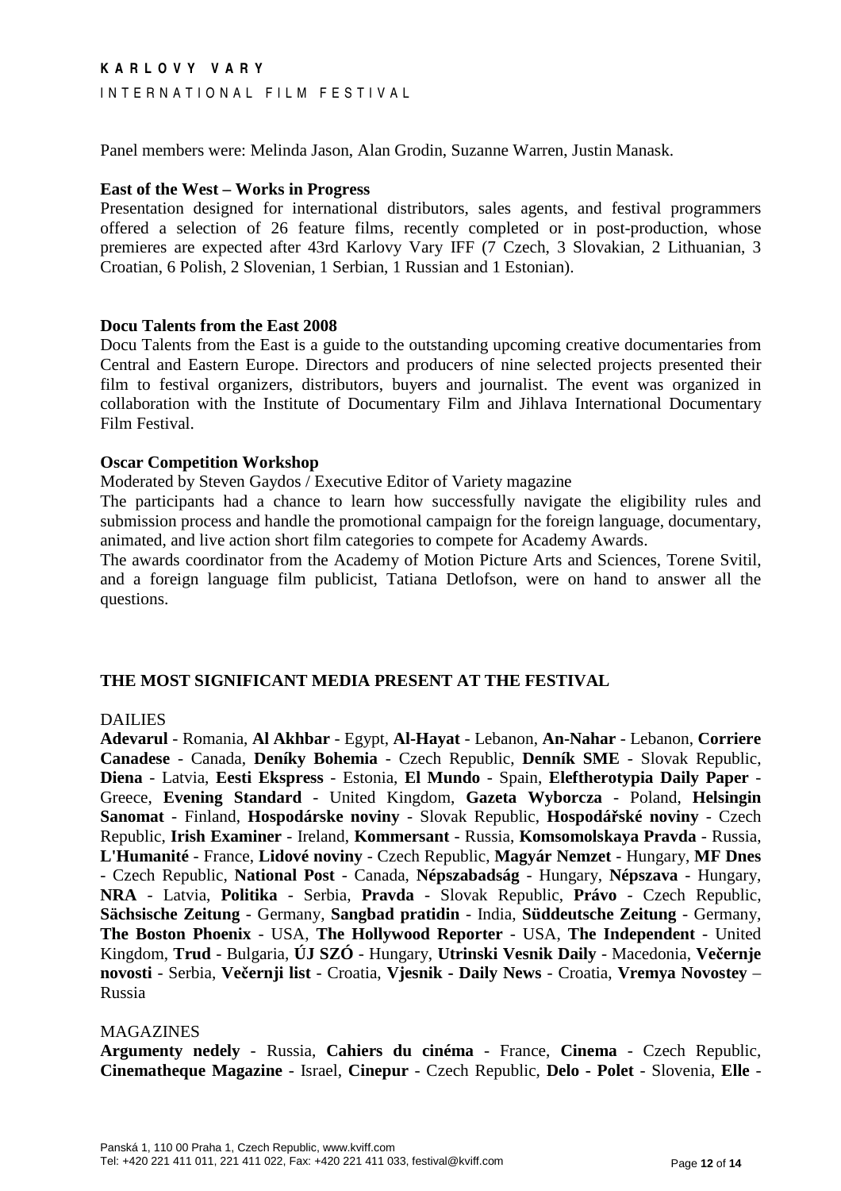Panel members were: Melinda Jason, Alan Grodin, Suzanne Warren, Justin Manask.

**East of the West – Works in Progress**

Presentation designed for international distributors, sales agents, and festival programmers offered a selection of 26 feature films, recently completed or in post-production, whose premieres are expected after 43rd Karlovy Vary IFF (7 Czech, 3 Slovakian, 2 Lithuanian, 3 Croatian, 6 Polish, 2 Slovenian, 1 Serbian, 1 Russian and 1 Estonian).

**Docu Talents from the East 2008**

Docu Talents from the East is a guide to the outstanding upcoming creative documentaries from Central and Eastern Europe. Directors and producers of nine selected projects presented their film to festival organizers, distributors, buyers and journalist. The event was organized in collaboration with the Institute of Documentary Film and Jihlava International Documentary Film Festival.

**Oscar Competition Workshop**

Moderated by Steven Gaydos / Executive Editor of Variety magazine

The participants had a chance to learn how successfully navigate the eligibility rules and submission process and handle the promotional campaign for the foreign language, documentary, animated, and live action short film categories to compete for Academy Awards.

The awards coordinator from the Academy of Motion Picture Arts and Sciences, Torene Svitil, and a foreign language film publicist, Tatiana Detlofson, were on hand to answer all the questions.

## THE MOST SIGNIFICANT MEDIA PRESENT AT THE FESTIVAL

DAILIES

**Adevarul** - Romania, **Al Akhbar** - Egypt, **Al-Hayat** - Lebanon, **An-Nahar** - Lebanon, **Corriere Canadese** - Canada, **Deníky Bohemia** - Czech Republic, **Denník SME** - Slovak Republic, **Diena** - Latvia, **Eesti Ekspress** - Estonia, **El Mundo** - Spain, **Eleftherotypia Daily Paper** - Greece, **Evening Standard** - United Kingdom, **Gazeta Wyborcza** - Poland, **Helsingin Sanomat** - Finland, **Hospodárske noviny** - Slovak Republic, **Hospodářské noviny** - Czech Republic, **Irish Examiner** - Ireland, **Kommersant** - Russia, **Komsomolskaya Pravda** - Russia, **L'Humanité** - France, **Lidové noviny** - Czech Republic, **Magyár Nemzet** - Hungary, **MF Dnes** - Czech Republic, **National Post** - Canada, **Népszabadság** - Hungary, **Népszava** - Hungary, **NRA** - Latvia, **Politika** - Serbia, **Pravda** - Slovak Republic, **Právo** - Czech Republic, **Sächsische Zeitung** - Germany, **Sangbad pratidin** - India, **Süddeutsche Zeitung** - Germany, **The Boston Phoenix** - USA, **The Hollywood Reporter** - USA, **The Independent** - United Kingdom, **Trud** - Bulgaria, **ÚJ SZÓ** - Hungary, **Utrinski Vesnik Daily** - Macedonia, **Večernje novosti** - Serbia, **Večernji list** - Croatia, **Vjesnik - Daily News** - Croatia, **Vremya Novostey** – Russia

MAGAZINES

**Argumenty nedely** - Russia, **Cahiers du cinéma** - France, **Cinema** - Czech Republic, **Cinematheque Magazine** - Israel, **Cinepur** - Czech Republic, **Delo - Polet** - Slovenia, **Elle** -

Panská 1, 110 00 Praha 1, Czech Republic, www.kviff.com
Tel: +420 221 411 011, 221 411 022, Fax: +420 221 411 033, festival@kviff.com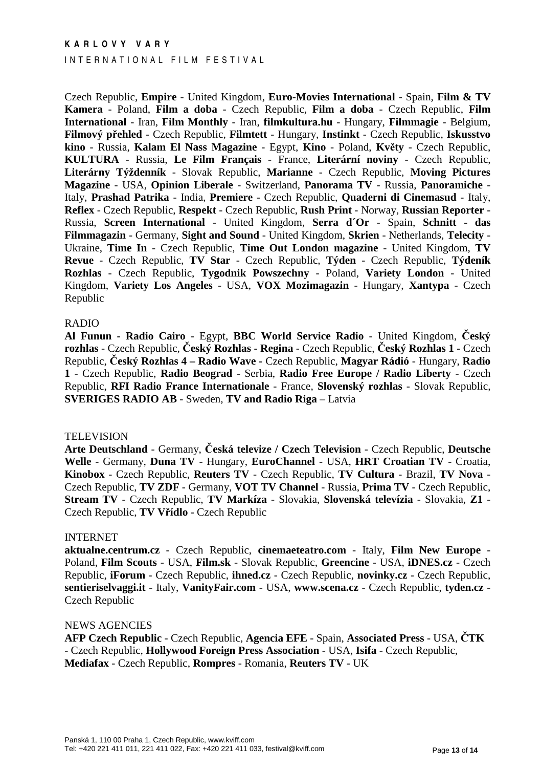Czech Republic, **Empire** - United Kingdom, **Euro-Movies International** - Spain, **Film & TV Kamera** - Poland, **Film a doba** - Czech Republic, **Film a doba** - Czech Republic, **Film International** - Iran, **Film Monthly** - Iran, **filmkultura.hu** - Hungary, **Filmmagie** - Belgium, **Filmový přehled** - Czech Republic, **Filmtett** - Hungary, **Instinkt** - Czech Republic, **Iskusstvo kino** - Russia, **Kalam El Nass Magazine** - Egypt, **Kino** - Poland, **Květy** - Czech Republic, **KULTURA** - Russia, **Le Film Français** - France, **Literární noviny** - Czech Republic, **Literárny Týždenník** - Slovak Republic, **Marianne** - Czech Republic, **Moving Pictures Magazine** - USA, **Opinion Liberale** - Switzerland, **Panorama TV** - Russia, **Panoramiche** - Italy, **Prashad Patrika** - India, **Premiere** - Czech Republic, **Quaderni di Cinemasud** - Italy, **Reflex** - Czech Republic, **Respekt** - Czech Republic, **Rush Print** - Norway, **Russian Reporter** - Russia, **Screen International** - United Kingdom, **Serra d´Or** - Spain, **Schnitt - das Filmmagazin** - Germany, **Sight and Sound** - United Kingdom, **Skrien** - Netherlands, **Telecity** - Ukraine, **Time In** - Czech Republic, **Time Out London magazine** - United Kingdom, **TV Revue** - Czech Republic, **TV Star** - Czech Republic, **Týden** - Czech Republic, **Týdeník Rozhlas** - Czech Republic, **Tygodnik Powszechny** - Poland, **Variety London** - United Kingdom, **Variety Los Angeles** - USA, **VOX Mozimagazin** - Hungary, **Xantypa** - Czech Republic

RADIO

**Al Funun - Radio Cairo** - Egypt, **BBC World Service Radio** - United Kingdom, **Český rozhlas** - Czech Republic, **Český Rozhlas - Regina** - Czech Republic, **Český Rozhlas 1 -** Czech Republic, **Český Rozhlas 4 – Radio Wave -** Czech Republic, **Magyar Rádió** - Hungary, **Radio 1** - Czech Republic, **Radio Beograd** - Serbia, **Radio Free Europe / Radio Liberty** - Czech Republic, **RFI Radio France Internationale** - France, **Slovenský rozhlas** - Slovak Republic, **SVERIGES RADIO AB** - Sweden, **TV and Radio Riga** – Latvia

TELEVISION

**Arte Deutschland** - Germany, **Česká televize / Czech Television** - Czech Republic, **Deutsche Welle** - Germany, **Duna TV** - Hungary, **EuroChannel** - USA, **HRT Croatian TV** - Croatia, **Kinobox** - Czech Republic, **Reuters TV** - Czech Republic, **TV Cultura** - Brazil, **TV Nova** - Czech Republic, **TV ZDF** - Germany, **VOT TV Channel** - Russia, **Prima TV** - Czech Republic, **Stream TV** - Czech Republic, **TV Markíza** - Slovakia, **Slovenská televízia** - Slovakia, **Z1** - Czech Republic, **TV Vřídlo** - Czech Republic

INTERNET

**aktualne.centrum.cz** - Czech Republic, **cinemaeteatro.com** - Italy, **Film New Europe** - Poland, **Film Scouts** - USA, **Film.sk** - Slovak Republic, **Greencine** - USA, **iDNES.cz** - Czech Republic, **iForum** - Czech Republic, **ihned.cz** - Czech Republic, **novinky.cz** - Czech Republic, **sentieriselvaggi.it** - Italy, **VanityFair.com** - USA, **www.scena.cz** - Czech Republic, **tyden.cz** - Czech Republic

NEWS AGENCIES

**AFP Czech Republic** - Czech Republic, **Agencia EFE** - Spain, **Associated Press** - USA, **ČTK** - Czech Republic, **Hollywood Foreign Press Association** - USA, **Isifa** - Czech Republic, **Mediafax** - Czech Republic, **Rompres** - Romania, **Reuters TV** - UK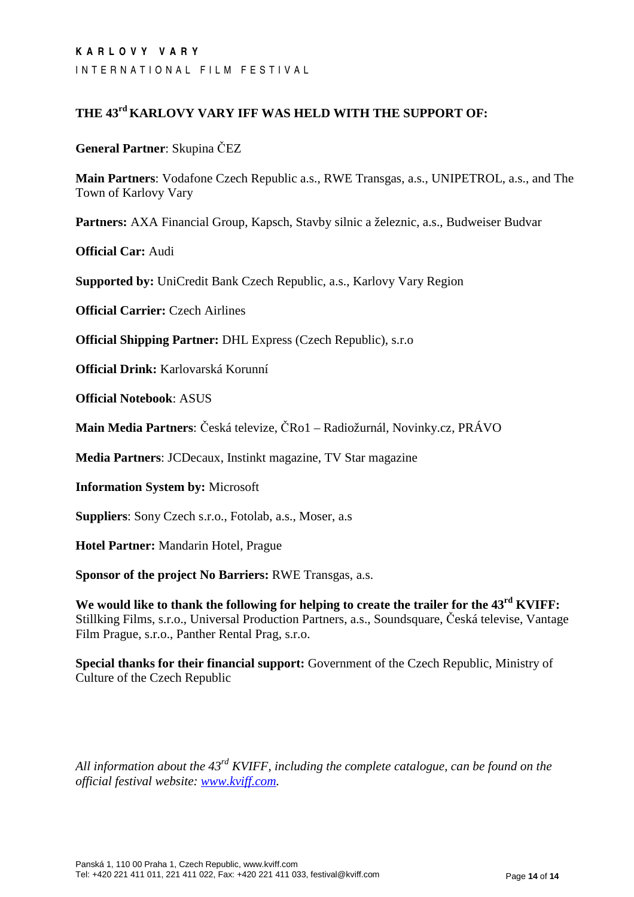## THE 43rd KARLOVY VARY IFF WAS HELD WITH THE SUPPORT OF:

**General Partner**: Skupina ČEZ

**Main Partners**: Vodafone Czech Republic a.s., RWE Transgas, a.s., UNIPETROL, a.s., and The Town of Karlovy Vary

**Partners:** AXA Financial Group, Kapsch, Stavby silnic a železnic, a.s., Budweiser Budvar

**Official Car:** Audi

**Supported by:** UniCredit Bank Czech Republic, a.s., Karlovy Vary Region

**Official Carrier:** Czech Airlines

**Official Shipping Partner:** DHL Express (Czech Republic), s.r.o

**Official Drink:** Karlovarská Korunní

**Official Notebook**: ASUS

**Main Media Partners**: Česká televize, ČRo1 – Radiožurnál, Novinky.cz, PRÁVO

**Media Partners**: JCDecaux, Instinkt magazine, TV Star magazine

**Information System by:** Microsoft

**Suppliers**: Sony Czech s.r.o., Fotolab, a.s., Moser, a.s

**Hotel Partner:** Mandarin Hotel, Prague

**Sponsor of the project No Barriers:** RWE Transgas, a.s.

**We would like to thank the following for helping to create the trailer for the 43rd KVIFF:** Stillking Films, s.r.o., Universal Production Partners, a.s., Soundsquare, Česká televise, Vantage Film Prague, s.r.o., Panther Rental Prag, s.r.o.

**Special thanks for their financial support:** Government of the Czech Republic, Ministry of Culture of the Czech Republic

*All information about the 43rd KVIFF, including the complete catalogue, can be found on the official festival website: [www.kviff.com](http://www.kviff.com).*